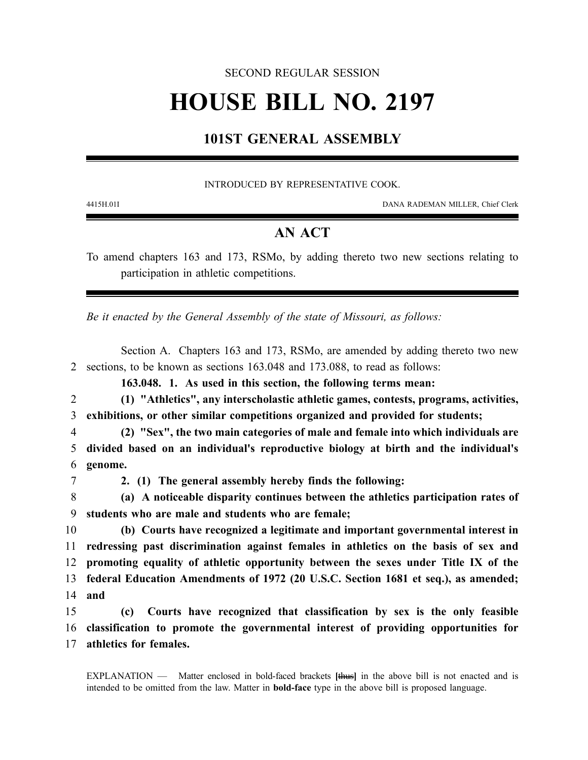SECOND REGULAR SESSION

# HOUSE BILL NO. 2197

## 101ST GENERAL ASSEMBLY

INTRODUCED BY REPRESENTATIVE COOK.

4415H.01I DANA RADEMAN MILLER, Chief Clerk

## AN ACT

To amend chapters 163 and 173, RSMo, by adding thereto two new sections relating to participation in athletic competitions.

*Be it enacted by the General Assembly of the state of Missouri, as follows:*

Section A. Chapters 163 and 173, RSMo, are amended by adding thereto two new
2 sections, to be known as sections 163.048 and 173.088, to read as follows:

**163.048. 1. As used in this section, the following terms mean:**
2 **(1) "Athletics", any interscholastic athletic games, contests, programs, activities,**
3 **exhibitions, or other similar competitions organized and provided for students;**
4 **(2) "Sex", the two main categories of male and female into which individuals are**
5 **divided based on an individual's reproductive biology at birth and the individual's**
6 **genome.**
7 **2. (1) The general assembly hereby finds the following:**
8 **(a) A noticeable disparity continues between the athletics participation rates of**
9 **students who are male and students who are female;**
10 **(b) Courts have recognized a legitimate and important governmental interest in**
11 **redressing past discrimination against females in athletics on the basis of sex and**
12 **promoting equality of athletic opportunity between the sexes under Title IX of the**
13 **federal Education Amendments of 1972 (20 U.S.C. Section 1681 et seq.), as amended;**
14 **and**
15 **(c) Courts have recognized that classification by sex is the only feasible**
16 **classification to promote the governmental interest of providing opportunities for**
17 **athletics for females.**

EXPLANATION — Matter enclosed in bold-faced brackets **[**~~thus~~**]** in the above bill is not enacted and is intended to be omitted from the law. Matter in **bold-face** type in the above bill is proposed language.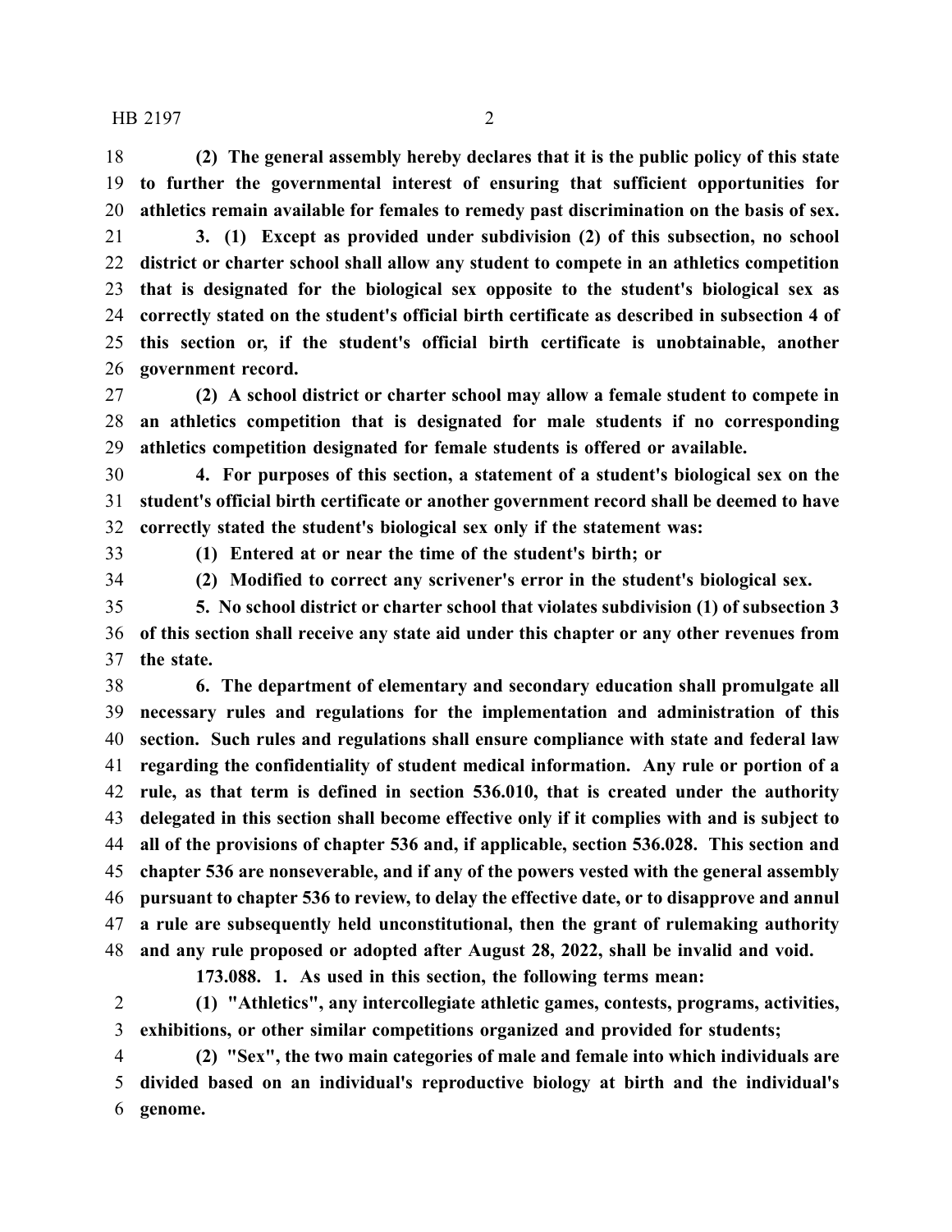**(2) The general assembly hereby declares that it is the public policy of this state to further the governmental interest of ensuring that sufficient opportunities for athletics remain available for females to remedy past discrimination on the basis of sex.**

**3. (1) Except as provided under subdivision (2) of this subsection, no school district or charter school shall allow any student to compete in an athletics competition that is designated for the biological sex opposite to the student's biological sex as correctly stated on the student's official birth certificate as described in subsection 4 of this section or, if the student's official birth certificate is unobtainable, another government record.**

**(2) A school district or charter school may allow a female student to compete in an athletics competition that is designated for male students if no corresponding athletics competition designated for female students is offered or available.**

**4. For purposes of this section, a statement of a student's biological sex on the student's official birth certificate or another government record shall be deemed to have correctly stated the student's biological sex only if the statement was:**

**(1) Entered at or near the time of the student's birth; or**

**(2) Modified to correct any scrivener's error in the student's biological sex.**

**5. No school district or charter school that violates subdivision (1) of subsection 3 of this section shall receive any state aid under this chapter or any other revenues from the state.**

**6. The department of elementary and secondary education shall promulgate all necessary rules and regulations for the implementation and administration of this section. Such rules and regulations shall ensure compliance with state and federal law regarding the confidentiality of student medical information. Any rule or portion of a rule, as that term is defined in section 536.010, that is created under the authority delegated in this section shall become effective only if it complies with and is subject to all of the provisions of chapter 536 and, if applicable, section 536.028. This section and chapter 536 are nonseverable, and if any of the powers vested with the general assembly pursuant to chapter 536 to review, to delay the effective date, or to disapprove and annul a rule are subsequently held unconstitutional, then the grant of rulemaking authority and any rule proposed or adopted after August 28, 2022, shall be invalid and void.**

**173.088. 1. As used in this section, the following terms mean:**

**(1) "Athletics", any intercollegiate athletic games, contests, programs, activities, exhibitions, or other similar competitions organized and provided for students;**

**(2) "Sex", the two main categories of male and female into which individuals are divided based on an individual's reproductive biology at birth and the individual's genome.**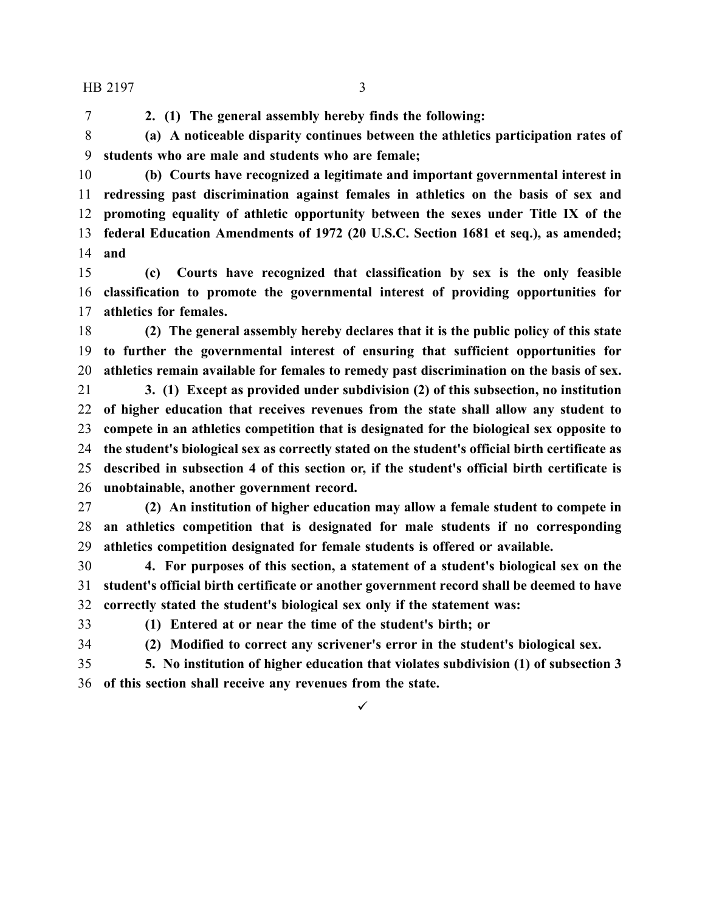**2. (1) The general assembly hereby finds the following:**

**(a) A noticeable disparity continues between the athletics participation rates of students who are male and students who are female;**

**(b) Courts have recognized a legitimate and important governmental interest in redressing past discrimination against females in athletics on the basis of sex and promoting equality of athletic opportunity between the sexes under Title IX of the federal Education Amendments of 1972 (20 U.S.C. Section 1681 et seq.), as amended; and**

**(c) Courts have recognized that classification by sex is the only feasible classification to promote the governmental interest of providing opportunities for athletics for females.**

**(2) The general assembly hereby declares that it is the public policy of this state to further the governmental interest of ensuring that sufficient opportunities for athletics remain available for females to remedy past discrimination on the basis of sex.**

**3. (1) Except as provided under subdivision (2) of this subsection, no institution of higher education that receives revenues from the state shall allow any student to compete in an athletics competition that is designated for the biological sex opposite to the student's biological sex as correctly stated on the student's official birth certificate as described in subsection 4 of this section or, if the student's official birth certificate is unobtainable, another government record.**

**(2) An institution of higher education may allow a female student to compete in an athletics competition that is designated for male students if no corresponding athletics competition designated for female students is offered or available.**

**4. For purposes of this section, a statement of a student's biological sex on the student's official birth certificate or another government record shall be deemed to have correctly stated the student's biological sex only if the statement was:**

**(1) Entered at or near the time of the student's birth; or**

**(2) Modified to correct any scrivener's error in the student's biological sex.**

**5. No institution of higher education that violates subdivision (1) of subsection 3 of this section shall receive any revenues from the state.**

✓